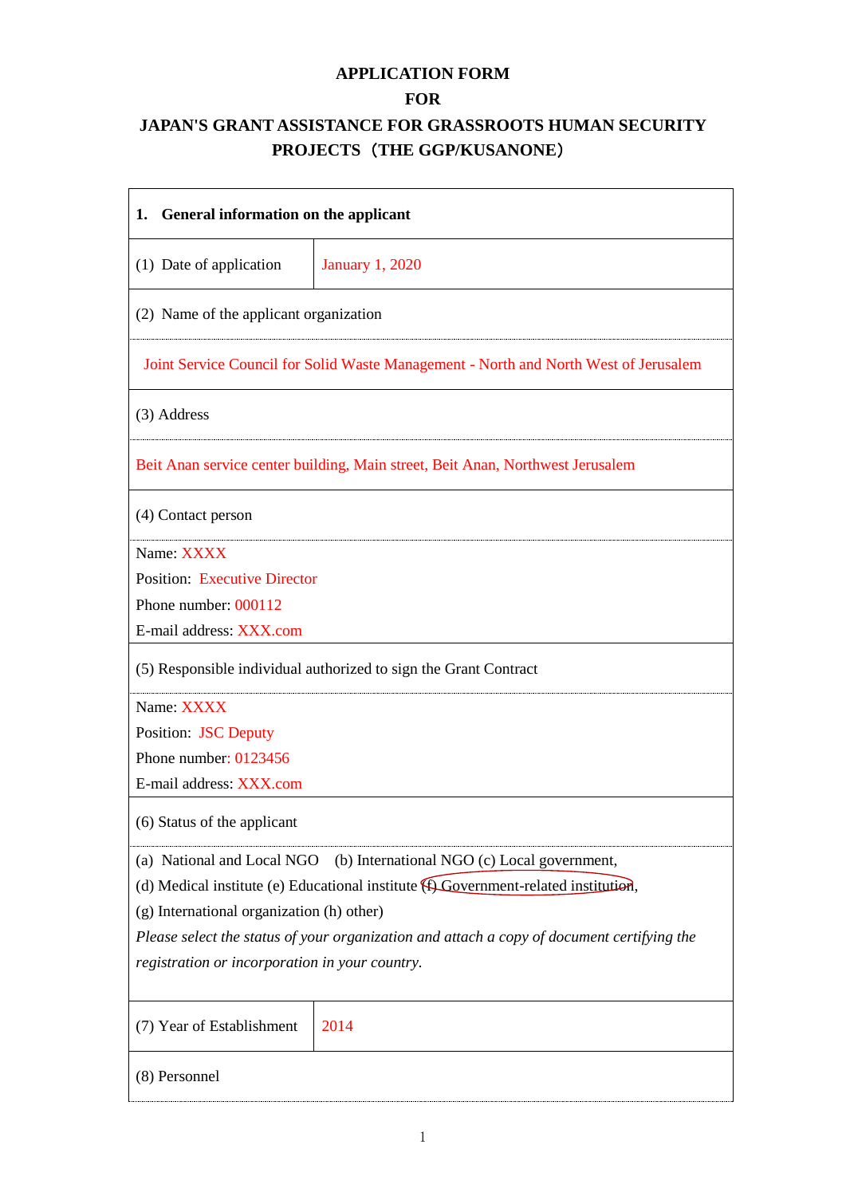# APPLICATION FORM
# FOR
# JAPAN'S GRANT ASSISTANCE FOR GRASSROOTS HUMAN SECURITY PROJECTS（THE GGP/KUSANONE）

| **1. General information on the applicant** | |
|---|---|
| (1) Date of application | January 1, 2020 |
| (2) Name of the applicant organization | |
| Joint Service Council for Solid Waste Management - North and North West of Jerusalem | |
| (3) Address | |
| Beit Anan service center building, Main street, Beit Anan, Northwest Jerusalem | |
| (4) Contact person | |
| Name: XXXX<br>Position: Executive Director<br>Phone number: 000112<br>E-mail address: XXX.com | |
| (5) Responsible individual authorized to sign the Grant Contract | |
| Name: XXXX<br>Position: JSC Deputy<br>Phone number: 0123456<br>E-mail address: XXX.com | |
| (6) Status of the applicant | |
| (a) National and Local NGO (b) International NGO (c) Local government,<br>(d) Medical institute (e) Educational institute **(f) Government-related institution** (circled),<br>(g) International organization (h) other)<br>*Please select the status of your organization and attach a copy of document certifying the registration or incorporation in your country.* | |
| (7) Year of Establishment | 2014 |
| (8) Personnel | |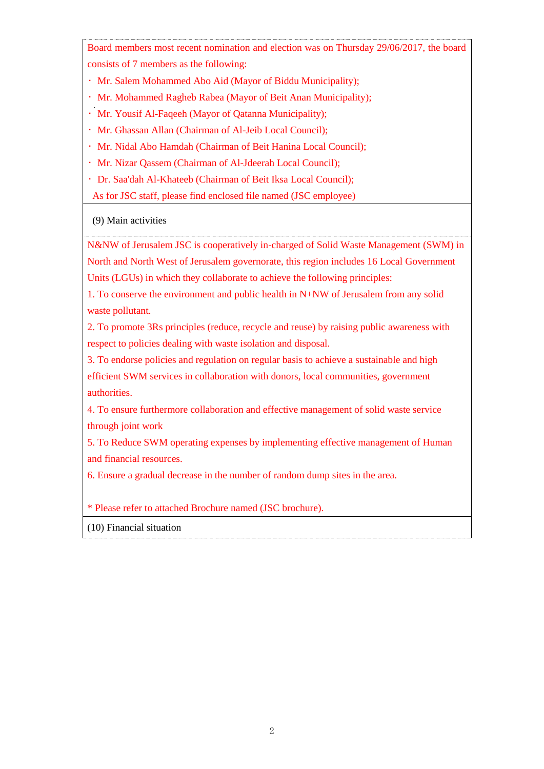Board members most recent nomination and election was on Thursday 29/06/2017, the board consists of 7 members as the following:

- Mr. Salem Mohammed Abo Aid (Mayor of Biddu Municipality);
- Mr. Mohammed Ragheb Rabea (Mayor of Beit Anan Municipality);
- Mr. Yousif Al-Faqeeh (Mayor of Qatanna Municipality);
- Mr. Ghassan Allan (Chairman of Al-Jeib Local Council);
- Mr. Nidal Abo Hamdah (Chairman of Beit Hanina Local Council);
- Mr. Nizar Qassem (Chairman of Al-Jdeerah Local Council);
- Dr. Saa'dah Al-Khateeb (Chairman of Beit Iksa Local Council);

As for JSC staff, please find enclosed file named (JSC employee)

(9) Main activities

N&NW of Jerusalem JSC is cooperatively in-charged of Solid Waste Management (SWM) in North and North West of Jerusalem governorate, this region includes 16 Local Government Units (LGUs) in which they collaborate to achieve the following principles:

1. To conserve the environment and public health in N+NW of Jerusalem from any solid waste pollutant.
2. To promote 3Rs principles (reduce, recycle and reuse) by raising public awareness with respect to policies dealing with waste isolation and disposal.
3. To endorse policies and regulation on regular basis to achieve a sustainable and high efficient SWM services in collaboration with donors, local communities, government authorities.
4. To ensure furthermore collaboration and effective management of solid waste service through joint work
5. To Reduce SWM operating expenses by implementing effective management of Human and financial resources.
6. Ensure a gradual decrease in the number of random dump sites in the area.

* Please refer to attached Brochure named (JSC brochure).

(10) Financial situation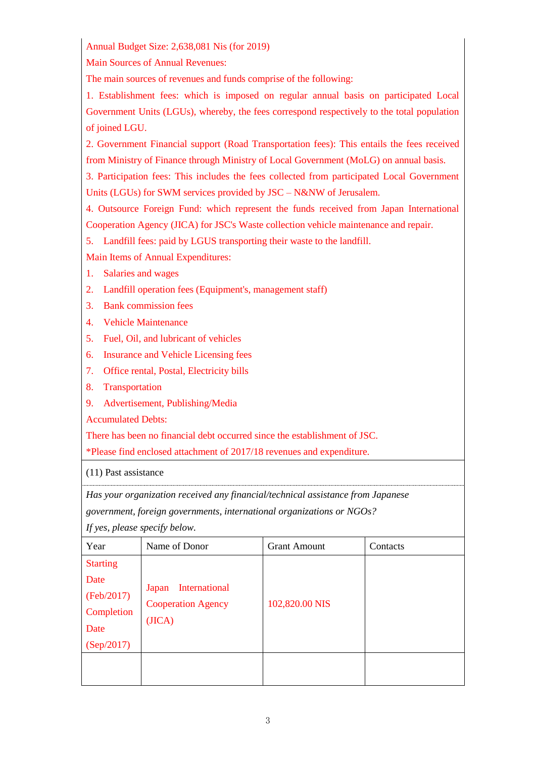Annual Budget Size: 2,638,081 Nis (for 2019)

Main Sources of Annual Revenues:

The main sources of revenues and funds comprise of the following:

1. Establishment fees: which is imposed on regular annual basis on participated Local Government Units (LGUs), whereby, the fees correspond respectively to the total population of joined LGU.
2. Government Financial support (Road Transportation fees): This entails the fees received from Ministry of Finance through Ministry of Local Government (MoLG) on annual basis.
3. Participation fees: This includes the fees collected from participated Local Government Units (LGUs) for SWM services provided by JSC – N&NW of Jerusalem.
4. Outsource Foreign Fund: which represent the funds received from Japan International Cooperation Agency (JICA) for JSC's Waste collection vehicle maintenance and repair.
5. Landfill fees: paid by LGUS transporting their waste to the landfill.

Main Items of Annual Expenditures:

1. Salaries and wages
2. Landfill operation fees (Equipment's, management staff)
3. Bank commission fees
4. Vehicle Maintenance
5. Fuel, Oil, and lubricant of vehicles
6. Insurance and Vehicle Licensing fees
7. Office rental, Postal, Electricity bills
8. Transportation
9. Advertisement, Publishing/Media

Accumulated Debts:

There has been no financial debt occurred since the establishment of JSC.

*Please find enclosed attachment of 2017/18 revenues and expenditure.

(11) Past assistance

*Has your organization received any financial/technical assistance from Japanese government, foreign governments, international organizations or NGOs?*
*If yes, please specify below.*

| Year | Name of Donor | Grant Amount | Contacts |
|---|---|---|---|
| Starting Date (Feb/2017) Completion Date (Sep/2017) | Japan International Cooperation Agency (JICA) | 102,820.00 NIS | |
| | | | |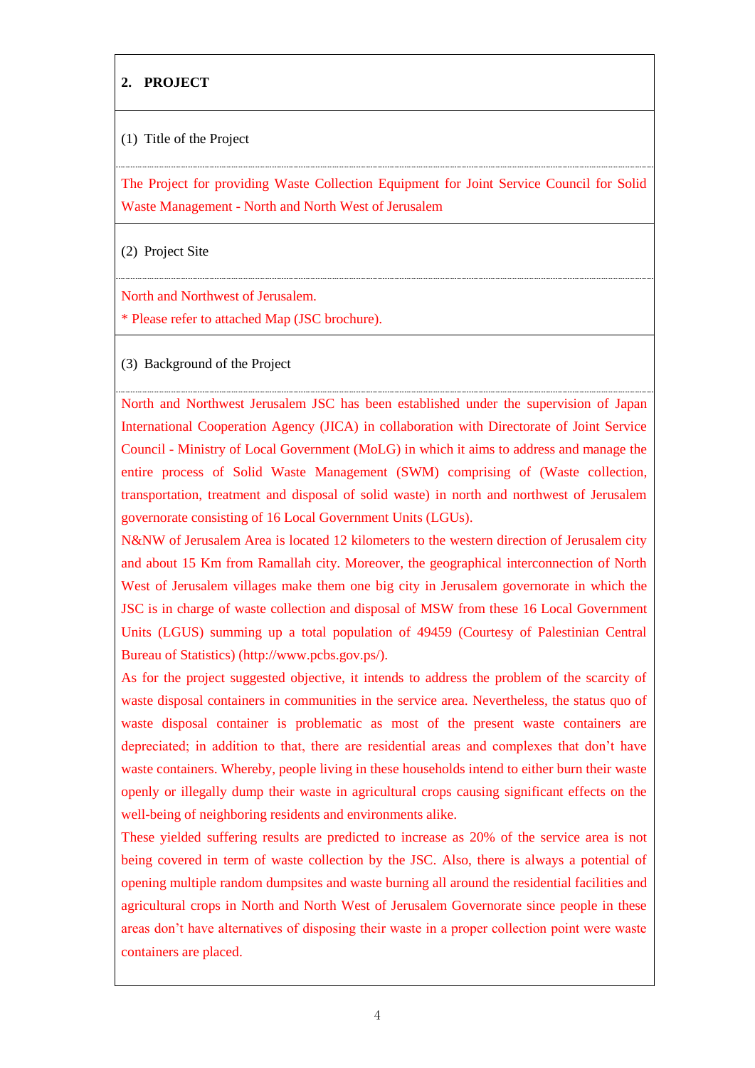## 2. PROJECT

(1) Title of the Project

The Project for providing Waste Collection Equipment for Joint Service Council for Solid Waste Management - North and North West of Jerusalem

(2) Project Site

North and Northwest of Jerusalem.
* Please refer to attached Map (JSC brochure).

(3) Background of the Project

North and Northwest Jerusalem JSC has been established under the supervision of Japan International Cooperation Agency (JICA) in collaboration with Directorate of Joint Service Council - Ministry of Local Government (MoLG) in which it aims to address and manage the entire process of Solid Waste Management (SWM) comprising of (Waste collection, transportation, treatment and disposal of solid waste) in north and northwest of Jerusalem governorate consisting of 16 Local Government Units (LGUs).

N&NW of Jerusalem Area is located 12 kilometers to the western direction of Jerusalem city and about 15 Km from Ramallah city. Moreover, the geographical interconnection of North West of Jerusalem villages make them one big city in Jerusalem governorate in which the JSC is in charge of waste collection and disposal of MSW from these 16 Local Government Units (LGUS) summing up a total population of 49459 (Courtesy of Palestinian Central Bureau of Statistics) (http://www.pcbs.gov.ps/).

As for the project suggested objective, it intends to address the problem of the scarcity of waste disposal containers in communities in the service area. Nevertheless, the status quo of waste disposal container is problematic as most of the present waste containers are depreciated; in addition to that, there are residential areas and complexes that don't have waste containers. Whereby, people living in these households intend to either burn their waste openly or illegally dump their waste in agricultural crops causing significant effects on the well-being of neighboring residents and environments alike.

These yielded suffering results are predicted to increase as 20% of the service area is not being covered in term of waste collection by the JSC. Also, there is always a potential of opening multiple random dumpsites and waste burning all around the residential facilities and agricultural crops in North and North West of Jerusalem Governorate since people in these areas don't have alternatives of disposing their waste in a proper collection point were waste containers are placed.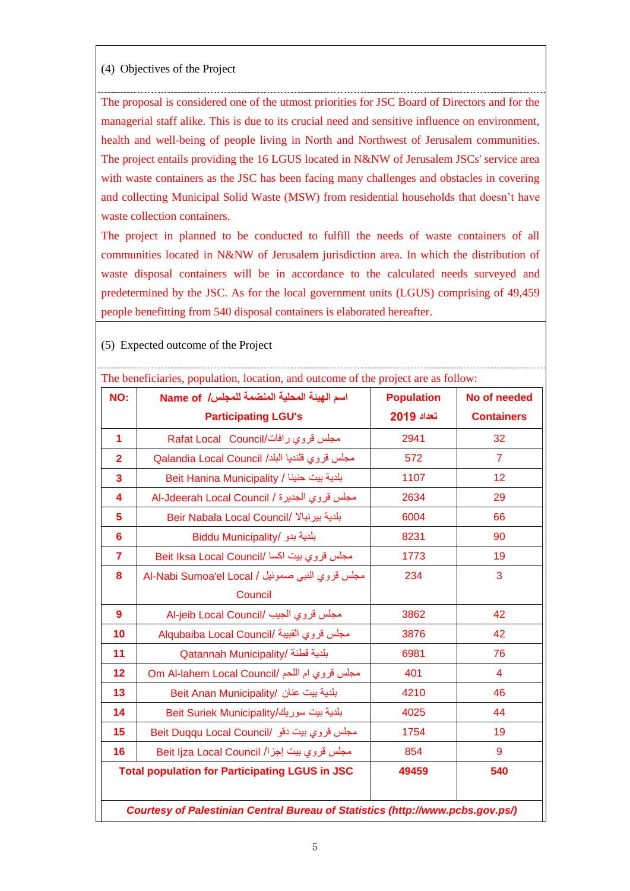(4) Objectives of the Project

The proposal is considered one of the utmost priorities for JSC Board of Directors and for the managerial staff alike. This is due to its crucial need and sensitive influence on environment, health and well-being of people living in North and Northwest of Jerusalem communities. The project entails providing the 16 LGUS located in N&NW of Jerusalem JSCs' service area with waste containers as the JSC has been facing many challenges and obstacles in covering and collecting Municipal Solid Waste (MSW) from residential households that doesn't have waste collection containers.

The project in planned to be conducted to fulfill the needs of waste containers of all communities located in N&NW of Jerusalem jurisdiction area. In which the distribution of waste disposal containers will be in accordance to the calculated needs surveyed and predetermined by the JSC. As for the local government units (LGUS) comprising of 49,459 people benefitting from 540 disposal containers is elaborated hereafter.

(5) Expected outcome of the Project

The beneficiaries, population, location, and outcome of the project are as follow:

| NO: | Name of اسم الهيئة المحلية المنضمة للمجلس/ Participating LGU's | Population 2019 تعداد | No of needed Containers |
|---|---|---|---|
| 1 | Rafat Local Council/مجلس قروي رافات | 2941 | 32 |
| 2 | Qalandia Local Council /مجلس قروي قلنديا البلد | 572 | 7 |
| 3 | Beit Hanina Municipality / بلدية بيت حنينا | 1107 | 12 |
| 4 | Al-Jdeerah Local Council / مجلس قروي الجديرة | 2634 | 29 |
| 5 | Beir Nabala Local Council/ بلدية بيرنبالا | 6004 | 66 |
| 6 | Biddu Municipality/ بلدية بدو | 8231 | 90 |
| 7 | Beit Iksa Local Council/ مجلس قروي بيت اكسا | 1773 | 19 |
| 8 | Al-Nabi Sumoa'el Local Council / مجلس قروي النبي صموئيل | 234 | 3 |
| 9 | Al-jeib Local Council/ مجلس قروي الجيب | 3862 | 42 |
| 10 | Alqubaiba Local Council/ مجلس قروي القبيبة | 3876 | 42 |
| 11 | Qatannah Municipality/ بلدية قطنة | 6981 | 76 |
| 12 | Om Al-lahem Local Council/ مجلس قروي ام اللحم | 401 | 4 |
| 13 | Beit Anan Municipality/ بلدية بيت عنان | 4210 | 46 |
| 14 | Beit Suriek Municipality/بلدية بيت سوريك | 4025 | 44 |
| 15 | Beit Duqqu Local Council/ مجلس قروي بيت دقو | 1754 | 19 |
| 16 | Beit Ijza Local Council /مجلس قروي بيت إجزا | 854 | 9 |
| **Total population for Participating LGUS in JSC** | | **49459** | **540** |
| ***Courtesy of Palestinian Central Bureau of Statistics (http://www.pcbs.gov.ps/)*** | | | |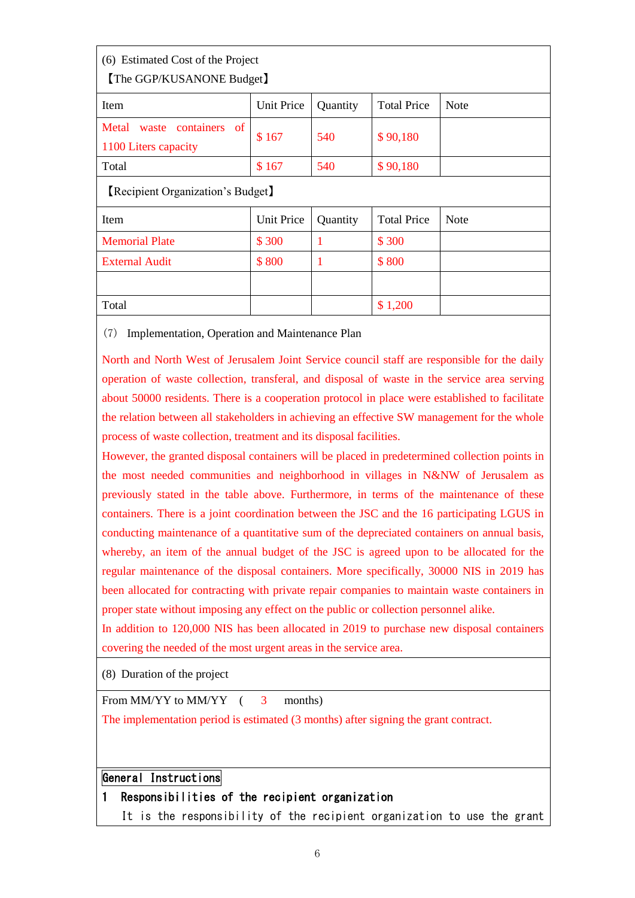(6) Estimated Cost of the Project

【The GGP/KUSANONE Budget】

| Item | Unit Price | Quantity | Total Price | Note |
|---|---|---|---|---|
| Metal waste containers of 1100 Liters capacity | $ 167 | 540 | $ 90,180 | |
| Total | $ 167 | 540 | $ 90,180 | |

【Recipient Organization's Budget】

| Item | Unit Price | Quantity | Total Price | Note |
|---|---|---|---|---|
| Memorial Plate | $ 300 | 1 | $ 300 | |
| External Audit | $ 800 | 1 | $ 800 | |
| | | | | |
| Total | | | $ 1,200 | |

(7) Implementation, Operation and Maintenance Plan

North and North West of Jerusalem Joint Service council staff are responsible for the daily operation of waste collection, transferal, and disposal of waste in the service area serving about 50000 residents. There is a cooperation protocol in place were established to facilitate the relation between all stakeholders in achieving an effective SW management for the whole process of waste collection, treatment and its disposal facilities.

However, the granted disposal containers will be placed in predetermined collection points in the most needed communities and neighborhood in villages in N&NW of Jerusalem as previously stated in the table above. Furthermore, in terms of the maintenance of these containers. There is a joint coordination between the JSC and the 16 participating LGUS in conducting maintenance of a quantitative sum of the depreciated containers on annual basis, whereby, an item of the annual budget of the JSC is agreed upon to be allocated for the regular maintenance of the disposal containers. More specifically, 30000 NIS in 2019 has been allocated for contracting with private repair companies to maintain waste containers in proper state without imposing any effect on the public or collection personnel alike.

In addition to 120,000 NIS has been allocated in 2019 to purchase new disposal containers covering the needed of the most urgent areas in the service area.

(8) Duration of the project

From MM/YY to MM/YY ( 3 months)

The implementation period is estimated (3 months) after signing the grant contract.

**General Instructions**

**1 Responsibilities of the recipient organization**

It is the responsibility of the recipient organization to use the grant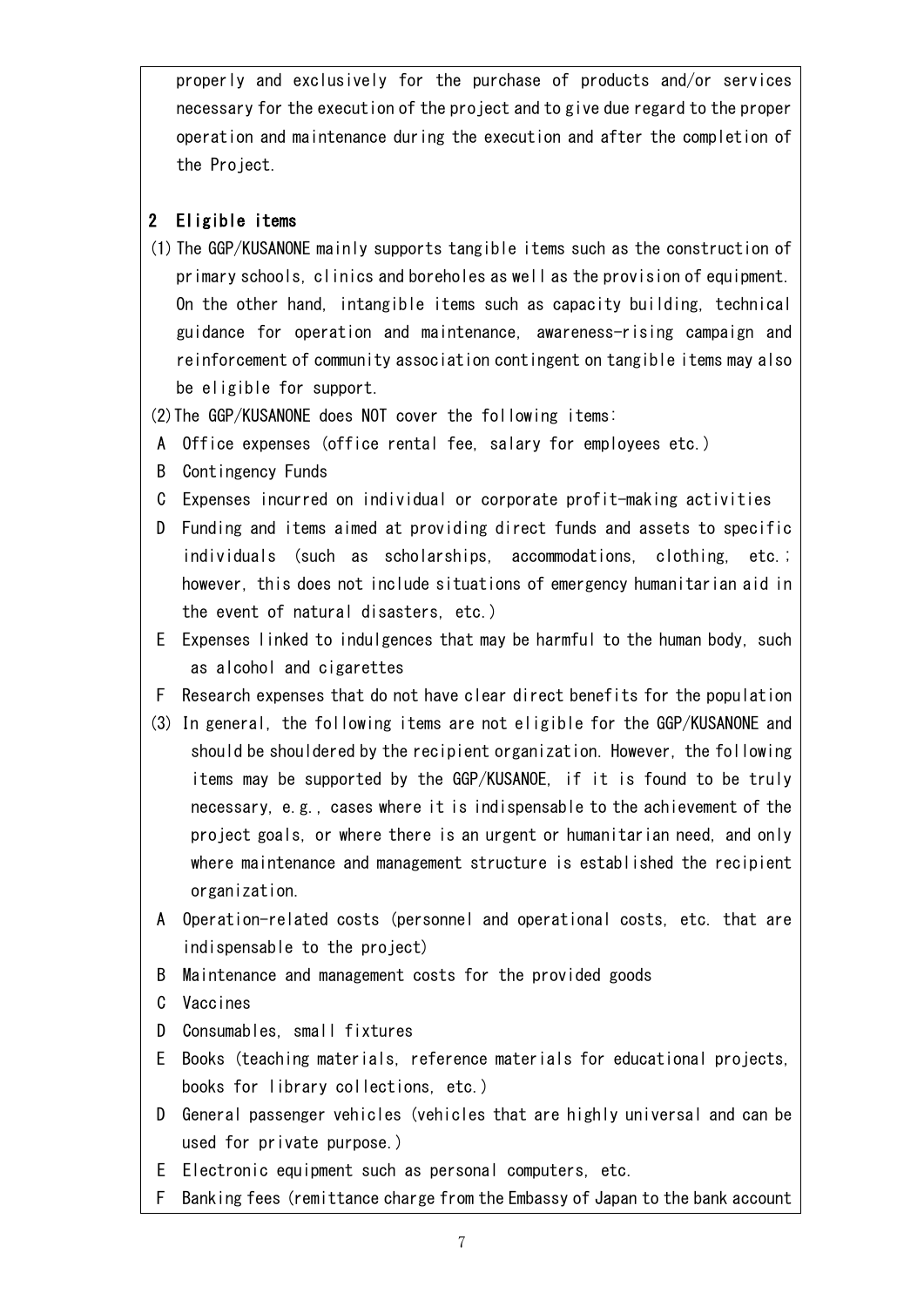properly and exclusively for the purchase of products and/or services necessary for the execution of the project and to give due regard to the proper operation and maintenance during the execution and after the completion of the Project.

## 2 Eligible items

(1) The GGP/KUSANONE mainly supports tangible items such as the construction of primary schools, clinics and boreholes as well as the provision of equipment. On the other hand, intangible items such as capacity building, technical guidance for operation and maintenance, awareness-rising campaign and reinforcement of community association contingent on tangible items may also be eligible for support.

(2) The GGP/KUSANONE does NOT cover the following items:

A Office expenses (office rental fee, salary for employees etc.)

B Contingency Funds

C Expenses incurred on individual or corporate profit-making activities

D Funding and items aimed at providing direct funds and assets to specific individuals (such as scholarships, accommodations, clothing, etc.; however, this does not include situations of emergency humanitarian aid in the event of natural disasters, etc.)

E Expenses linked to indulgences that may be harmful to the human body, such as alcohol and cigarettes

F Research expenses that do not have clear direct benefits for the population

(3) In general, the following items are not eligible for the GGP/KUSANONE and should be shouldered by the recipient organization. However, the following items may be supported by the GGP/KUSANOE, if it is found to be truly necessary, e.g., cases where it is indispensable to the achievement of the project goals, or where there is an urgent or humanitarian need, and only where maintenance and management structure is established the recipient organization.

A Operation-related costs (personnel and operational costs, etc. that are indispensable to the project)

B Maintenance and management costs for the provided goods

C Vaccines

D Consumables, small fixtures

E Books (teaching materials, reference materials for educational projects, books for library collections, etc.)

D General passenger vehicles (vehicles that are highly universal and can be used for private purpose.)

E Electronic equipment such as personal computers, etc.

F Banking fees (remittance charge from the Embassy of Japan to the bank account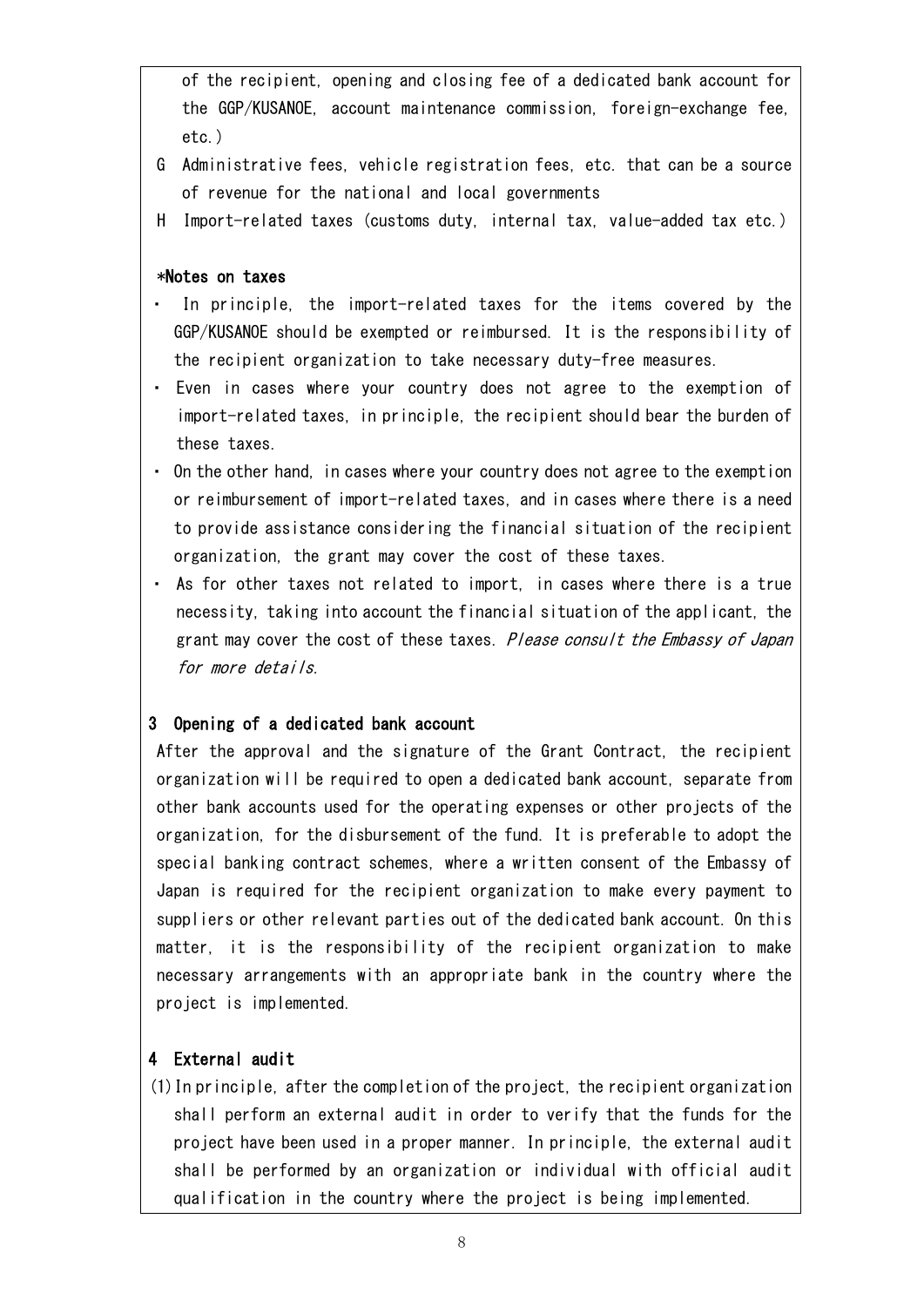of the recipient, opening and closing fee of a dedicated bank account for the GGP/KUSANOE, account maintenance commission, foreign-exchange fee, etc.)

G Administrative fees, vehicle registration fees, etc. that can be a source of revenue for the national and local governments

H Import-related taxes (customs duty, internal tax, value-added tax etc.)

**\*Notes on taxes**

- In principle, the import-related taxes for the items covered by the GGP/KUSANOE should be exempted or reimbursed. It is the responsibility of the recipient organization to take necessary duty-free measures.
- Even in cases where your country does not agree to the exemption of import-related taxes, in principle, the recipient should bear the burden of these taxes.
- On the other hand, in cases where your country does not agree to the exemption or reimbursement of import-related taxes, and in cases where there is a need to provide assistance considering the financial situation of the recipient organization, the grant may cover the cost of these taxes.
- As for other taxes not related to import, in cases where there is a true necessity, taking into account the financial situation of the applicant, the grant may cover the cost of these taxes. *Please consult the Embassy of Japan for more details.*

## 3 Opening of a dedicated bank account

After the approval and the signature of the Grant Contract, the recipient organization will be required to open a dedicated bank account, separate from other bank accounts used for the operating expenses or other projects of the organization, for the disbursement of the fund. It is preferable to adopt the special banking contract schemes, where a written consent of the Embassy of Japan is required for the recipient organization to make every payment to suppliers or other relevant parties out of the dedicated bank account. On this matter, it is the responsibility of the recipient organization to make necessary arrangements with an appropriate bank in the country where the project is implemented.

## 4 External audit

(1) In principle, after the completion of the project, the recipient organization shall perform an external audit in order to verify that the funds for the project have been used in a proper manner. In principle, the external audit shall be performed by an organization or individual with official audit qualification in the country where the project is being implemented.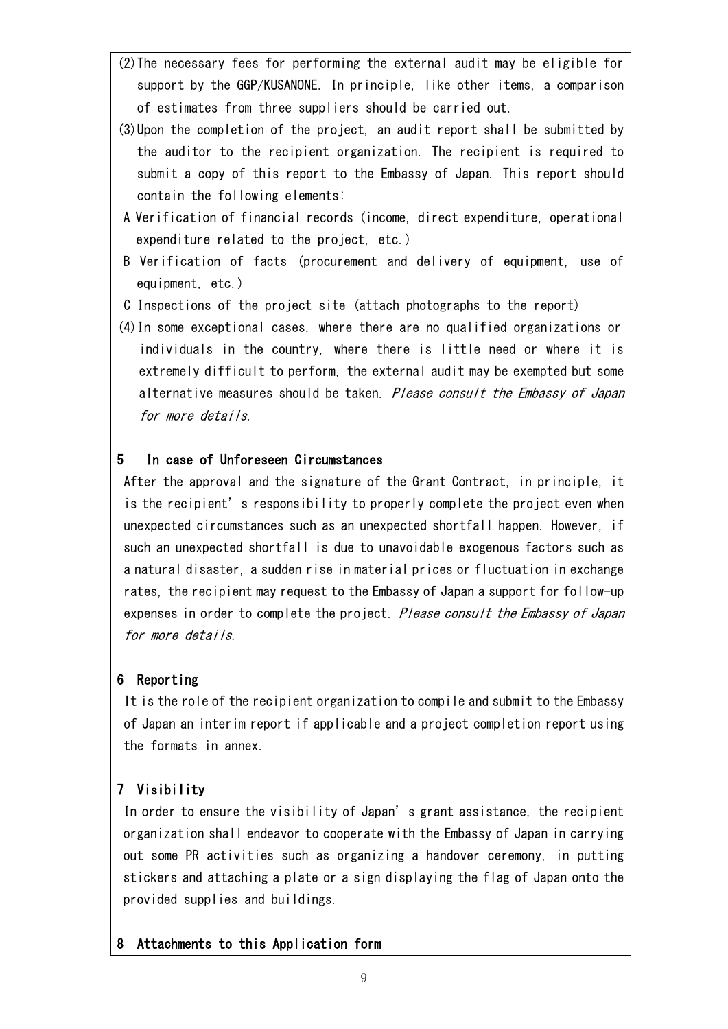(2) The necessary fees for performing the external audit may be eligible for support by the GGP/KUSANONE. In principle, like other items, a comparison of estimates from three suppliers should be carried out.

(3) Upon the completion of the project, an audit report shall be submitted by the auditor to the recipient organization. The recipient is required to submit a copy of this report to the Embassy of Japan. This report should contain the following elements:

A Verification of financial records (income, direct expenditure, operational expenditure related to the project, etc.)

B Verification of facts (procurement and delivery of equipment, use of equipment, etc.)

C Inspections of the project site (attach photographs to the report)

(4) In some exceptional cases, where there are no qualified organizations or individuals in the country, where there is little need or where it is extremely difficult to perform, the external audit may be exempted but some alternative measures should be taken. *Please consult the Embassy of Japan for more details.*

## 5 In case of Unforeseen Circumstances

After the approval and the signature of the Grant Contract, in principle, it is the recipient's responsibility to properly complete the project even when unexpected circumstances such as an unexpected shortfall happen. However, if such an unexpected shortfall is due to unavoidable exogenous factors such as a natural disaster, a sudden rise in material prices or fluctuation in exchange rates, the recipient may request to the Embassy of Japan a support for follow-up expenses in order to complete the project. *Please consult the Embassy of Japan for more details.*

## 6 Reporting

It is the role of the recipient organization to compile and submit to the Embassy of Japan an interim report if applicable and a project completion report using the formats in annex.

## 7 Visibility

In order to ensure the visibility of Japan's grant assistance, the recipient organization shall endeavor to cooperate with the Embassy of Japan in carrying out some PR activities such as organizing a handover ceremony, in putting stickers and attaching a plate or a sign displaying the flag of Japan onto the provided supplies and buildings.

## 8 Attachments to this Application form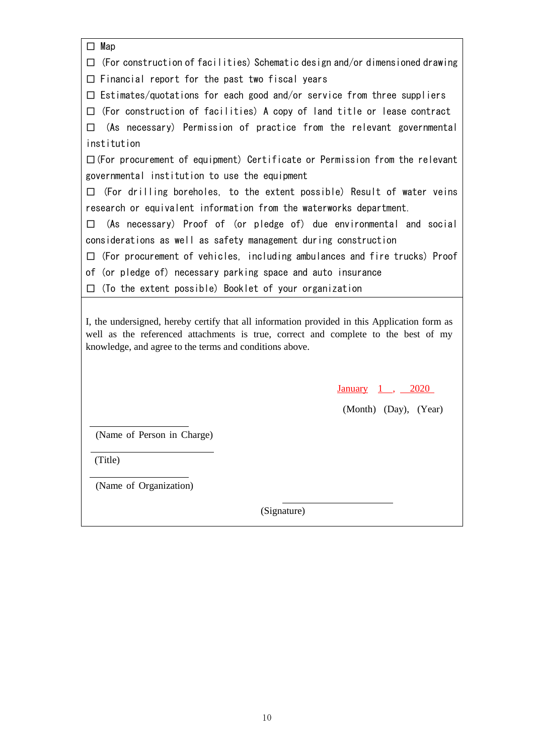☐ Map

☐ (For construction of facilities) Schematic design and/or dimensioned drawing

☐ Financial report for the past two fiscal years

☐ Estimates/quotations for each good and/or service from three suppliers

☐ (For construction of facilities) A copy of land title or lease contract

☐ (As necessary) Permission of practice from the relevant governmental institution

☐ (For procurement of equipment) Certificate or Permission from the relevant governmental institution to use the equipment

☐ (For drilling boreholes, to the extent possible) Result of water veins research or equivalent information from the waterworks department.

☐ (As necessary) Proof of (or pledge of) due environmental and social considerations as well as safety management during construction

☐ (For procurement of vehicles, including ambulances and fire trucks) Proof of (or pledge of) necessary parking space and auto insurance

☐ (To the extent possible) Booklet of your organization

---

I, the undersigned, hereby certify that all information provided in this Application form as well as the referenced attachments is true, correct and complete to the best of my knowledge, and agree to the terms and conditions above.

January 1 , 2020

(Month) (Day), (Year)

\_\_\_\_\_\_\_\_\_\_\_\_\_\_\_\_\_\_\_\_

(Name of Person in Charge)

\_\_\_\_\_\_\_\_\_\_\_\_\_\_\_\_\_\_\_\_

(Title)

\_\_\_\_\_\_\_\_\_\_\_\_\_\_\_\_\_\_\_\_

(Name of Organization)

\_\_\_\_\_\_\_\_\_\_\_\_\_\_\_\_\_\_\_\_

(Signature)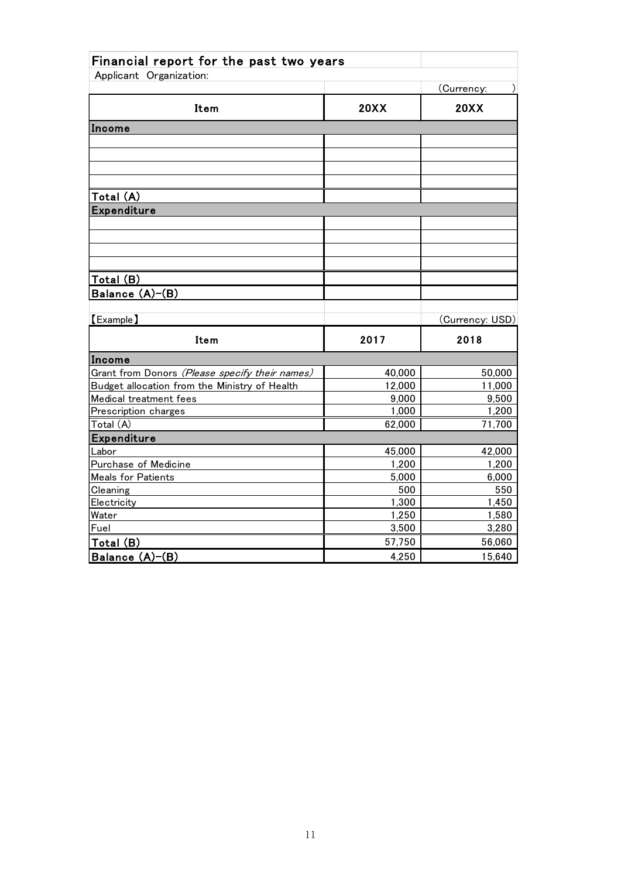## Financial report for the past two years

Applicant Organization:

(Currency: )

| Item | 20XX | 20XX |
|---|---|---|
| **Income** | | |
| | | |
| | | |
| | | |
| | | |
| **Total (A)** | | |
| **Expenditure** | | |
| | | |
| | | |
| | | |
| | | |
| **Total (B)** | | |
| **Balance (A)-(B)** | | |

【Example】

(Currency: USD)

| Item | 2017 | 2018 |
|---|---|---|
| **Income** | | |
| Grant from Donors *(Please specify their names)* | 40,000 | 50,000 |
| Budget allocation from the Ministry of Health | 12,000 | 11,000 |
| Medical treatment fees | 9,000 | 9,500 |
| Prescription charges | 1,000 | 1,200 |
| Total (A) | 62,000 | 71,700 |
| **Expenditure** | | |
| Labor | 45,000 | 42,000 |
| Purchase of Medicine | 1,200 | 1,200 |
| Meals for Patients | 5,000 | 6,000 |
| Cleaning | 500 | 550 |
| Electricity | 1,300 | 1,450 |
| Water | 1,250 | 1,580 |
| Fuel | 3,500 | 3,280 |
| **Total (B)** | 57,750 | 56,060 |
| **Balance (A)-(B)** | 4,250 | 15,640 |